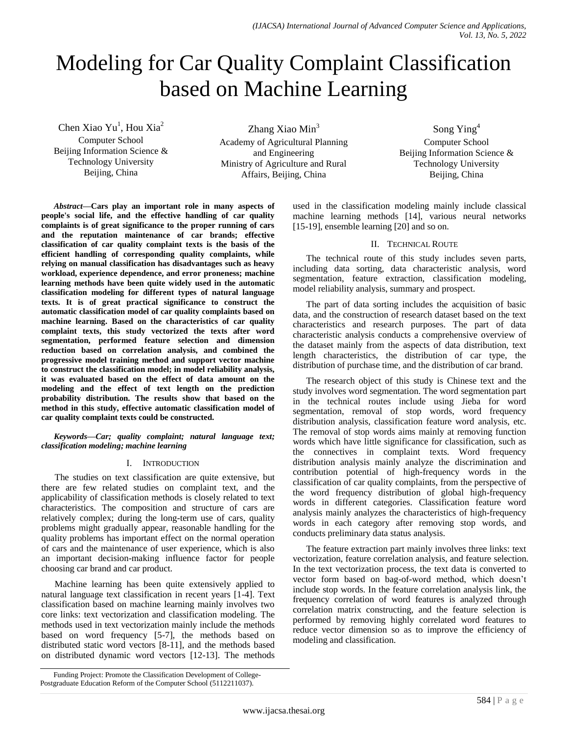# Modeling for Car Quality Complaint Classification based on Machine Learning

Chen Xiao Yu[1], Hou Xia[2]
Computer School
Beijing Information Science & Technology University
Beijing, China

Zhang Xiao Min[3]
Academy of Agricultural Planning and Engineering
Ministry of Agriculture and Rural Affairs, Beijing, China

Song Ying[4]
Computer School
Beijing Information Science & Technology University
Beijing, China

***Abstract*—Cars play an important role in many aspects of people's social life, and the effective handling of car quality complaints is of great significance to the proper running of cars and the reputation maintenance of car brands; effective classification of car quality complaint texts is the basis of the efficient handling of corresponding quality complaints, while relying on manual classification has disadvantages such as heavy workload, experience dependence, and error proneness; machine learning methods have been quite widely used in the automatic classification modeling for different types of natural language texts. It is of great practical significance to construct the automatic classification model of car quality complaints based on machine learning. Based on the characteristics of car quality complaint texts, this study vectorized the texts after word segmentation, performed feature selection and dimension reduction based on correlation analysis, and combined the progressive model training method and support vector machine to construct the classification model; in model reliability analysis, it was evaluated based on the effect of data amount on the modeling and the effect of text length on the prediction probability distribution. The results show that based on the method in this study, effective automatic classification model of car quality complaint texts could be constructed.**

***Keywords*—*Car; quality complaint; natural language text; classification modeling; machine learning***

## I. Introduction

The studies on text classification are quite extensive, but there are few related studies on complaint text, and the applicability of classification methods is closely related to text characteristics. The composition and structure of cars are relatively complex; during the long-term use of cars, quality problems might gradually appear, reasonable handling for the quality problems has important effect on the normal operation of cars and the maintenance of user experience, which is also an important decision-making influence factor for people choosing car brand and car product.

Machine learning has been quite extensively applied to natural language text classification in recent years [1-4]. Text classification based on machine learning mainly involves two core links: text vectorization and classification modeling. The methods used in text vectorization mainly include the methods based on word frequency [5-7], the methods based on distributed static word vectors [8-11], and the methods based on distributed dynamic word vectors [12-13]. The methods used in the classification modeling mainly include classical machine learning methods [14], various neural networks [15-19], ensemble learning [20] and so on.

## II. Technical Route

The technical route of this study includes seven parts, including data sorting, data characteristic analysis, word segmentation, feature extraction, classification modeling, model reliability analysis, summary and prospect.

The part of data sorting includes the acquisition of basic data, and the construction of research dataset based on the text characteristics and research purposes. The part of data characteristic analysis conducts a comprehensive overview of the dataset mainly from the aspects of data distribution, text length characteristics, the distribution of car type, the distribution of purchase time, and the distribution of car brand.

The research object of this study is Chinese text and the study involves word segmentation. The word segmentation part in the technical routes include using Jieba for word segmentation, removal of stop words, word frequency distribution analysis, classification feature word analysis, etc. The removal of stop words aims mainly at removing function words which have little significance for classification, such as the connectives in complaint texts. Word frequency distribution analysis mainly analyze the discrimination and contribution potential of high-frequency words in the classification of car quality complaints, from the perspective of the word frequency distribution of global high-frequency words in different categories. Classification feature word analysis mainly analyzes the characteristics of high-frequency words in each category after removing stop words, and conducts preliminary data status analysis.

The feature extraction part mainly involves three links: text vectorization, feature correlation analysis, and feature selection. In the text vectorization process, the text data is converted to vector form based on bag-of-word method, which doesn't include stop words. In the feature correlation analysis link, the frequency correlation of word features is analyzed through correlation matrix constructing, and the feature selection is performed by removing highly correlated word features to reduce vector dimension so as to improve the efficiency of modeling and classification.

Funding Project: Promote the Classification Development of College-Postgraduate Education Reform of the Computer School (5112211037).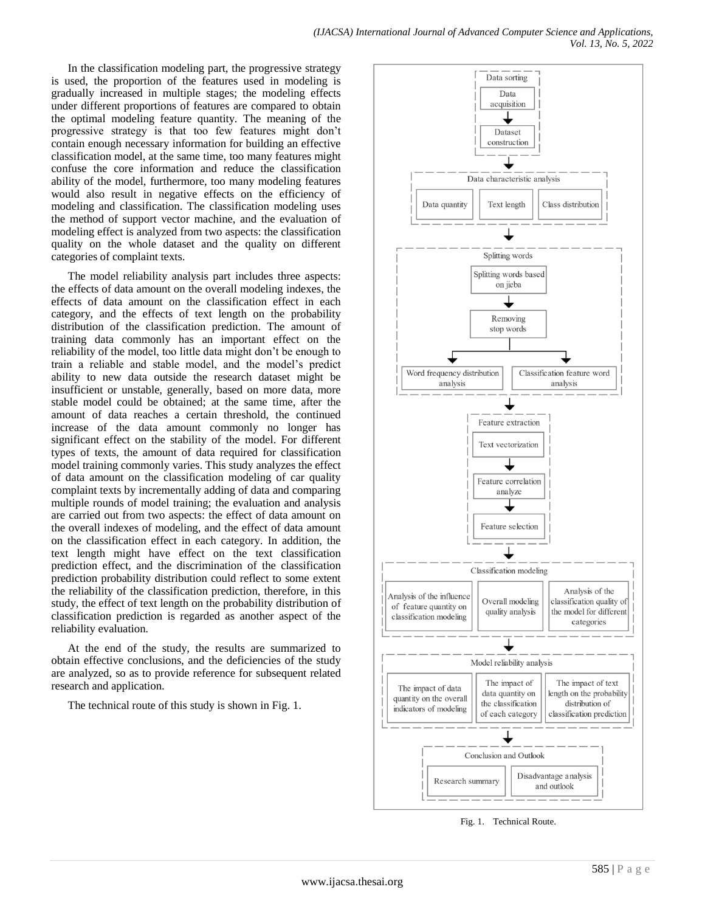In the classification modeling part, the progressive strategy is used, the proportion of the features used in modeling is gradually increased in multiple stages; the modeling effects under different proportions of features are compared to obtain the optimal modeling feature quantity. The meaning of the progressive strategy is that too few features might don't contain enough necessary information for building an effective classification model, at the same time, too many features might confuse the core information and reduce the classification ability of the model, furthermore, too many modeling features would also result in negative effects on the efficiency of modeling and classification. The classification modeling uses the method of support vector machine, and the evaluation of modeling effect is analyzed from two aspects: the classification quality on the whole dataset and the quality on different categories of complaint texts.

The model reliability analysis part includes three aspects: the effects of data amount on the overall modeling indexes, the effects of data amount on the classification effect in each category, and the effects of text length on the probability distribution of the classification prediction. The amount of training data commonly has an important effect on the reliability of the model, too little data might don't be enough to train a reliable and stable model, and the model's predict ability to new data outside the research dataset might be insufficient or unstable, generally, based on more data, more stable model could be obtained; at the same time, after the amount of data reaches a certain threshold, the continued increase of the data amount commonly no longer has significant effect on the stability of the model. For different types of texts, the amount of data required for classification model training commonly varies. This study analyzes the effect of data amount on the classification modeling of car quality complaint texts by incrementally adding of data and comparing multiple rounds of model training; the evaluation and analysis are carried out from two aspects: the effect of data amount on the overall indexes of modeling, and the effect of data amount on the classification effect in each category. In addition, the text length might have effect on the text classification prediction effect, and the discrimination of the classification prediction probability distribution could reflect to some extent the reliability of the classification prediction, therefore, in this study, the effect of text length on the probability distribution of classification prediction is regarded as another aspect of the reliability evaluation.

At the end of the study, the results are summarized to obtain effective conclusions, and the deficiencies of the study are analyzed, so as to provide reference for subsequent related research and application.

The technical route of this study is shown in Fig. 1.

Data sorting: Data acquisition → Dataset construction

Data characteristic analysis: Data quantity | Text length | Class distribution

Splitting words: Splitting words based on jieba → Removing stop words → Word frequency distribution analysis | Classification feature word analysis

Feature extraction: Text vectorization → Feature correlation analyze → Feature selection

Classification modeling: Analysis of the influence of feature quantity on classification modeling | Overall modeling quality analysis | Analysis of the classification quality of the model for different categories

Model reliability analysis: The impact of data quantity on the overall indicators of modeling | The impact of data quantity on the classification of each category | The impact of text length on the probability distribution of classification prediction

Conclusion and Outlook: Research summary | Disadvantage analysis and outlook

Fig. 1. Technical Route.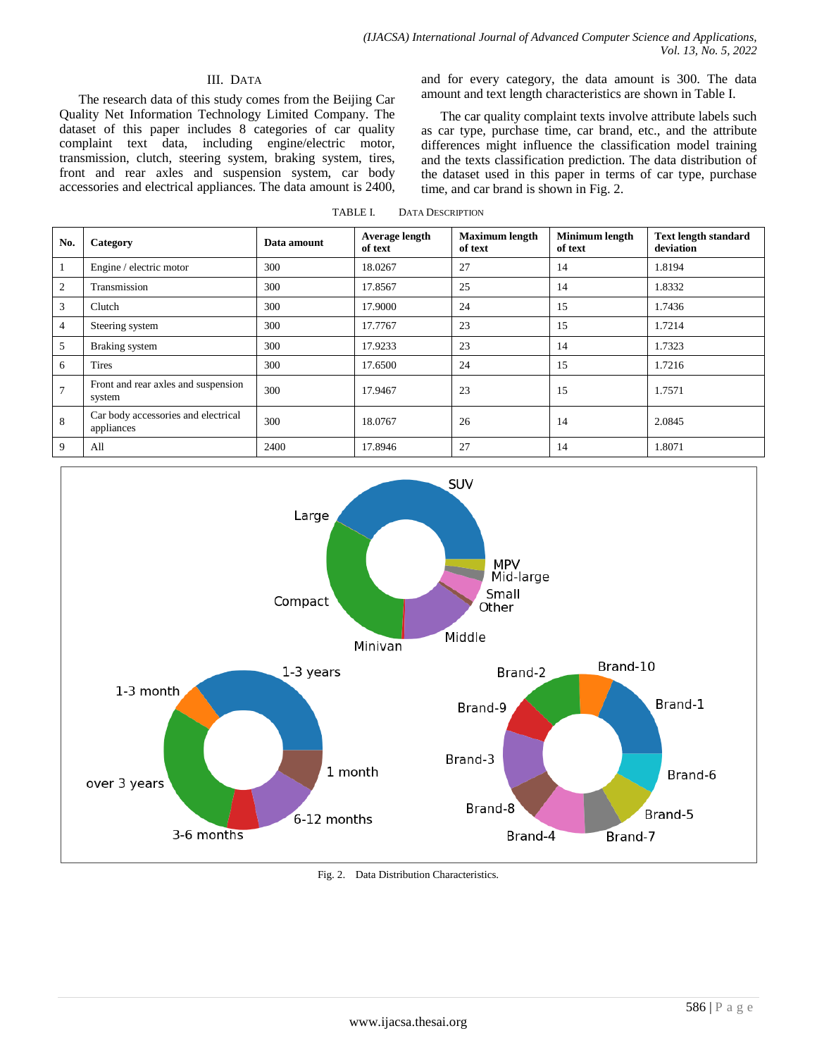## III. Data

The research data of this study comes from the Beijing Car Quality Net Information Technology Limited Company. The dataset of this paper includes 8 categories of car quality complaint text data, including engine/electric motor, transmission, clutch, steering system, braking system, tires, front and rear axles and suspension system, car body accessories and electrical appliances. The data amount is 2400, and for every category, the data amount is 300. The data amount and text length characteristics are shown in Table I.

The car quality complaint texts involve attribute labels such as car type, purchase time, car brand, etc., and the attribute differences might influence the classification model training and the texts classification prediction. The data distribution of the dataset used in this paper in terms of car type, purchase time, and car brand is shown in Fig. 2.

TABLE I. DATA DESCRIPTION

| No. | Category | Data amount | Average length of text | Maximum length of text | Minimum length of text | Text length standard deviation |
|---|---|---|---|---|---|---|
| 1 | Engine / electric motor | 300 | 18.0267 | 27 | 14 | 1.8194 |
| 2 | Transmission | 300 | 17.8567 | 25 | 14 | 1.8332 |
| 3 | Clutch | 300 | 17.9000 | 24 | 15 | 1.7436 |
| 4 | Steering system | 300 | 17.7767 | 23 | 15 | 1.7214 |
| 5 | Braking system | 300 | 17.9233 | 23 | 14 | 1.7323 |
| 6 | Tires | 300 | 17.6500 | 24 | 15 | 1.7216 |
| 7 | Front and rear axles and suspension system | 300 | 17.9467 | 23 | 15 | 1.7571 |
| 8 | Car body accessories and electrical appliances | 300 | 18.0767 | 26 | 14 | 2.0845 |
| 9 | All | 2400 | 17.8946 | 27 | 14 | 1.8071 |

Fig. 2. Data Distribution Characteristics.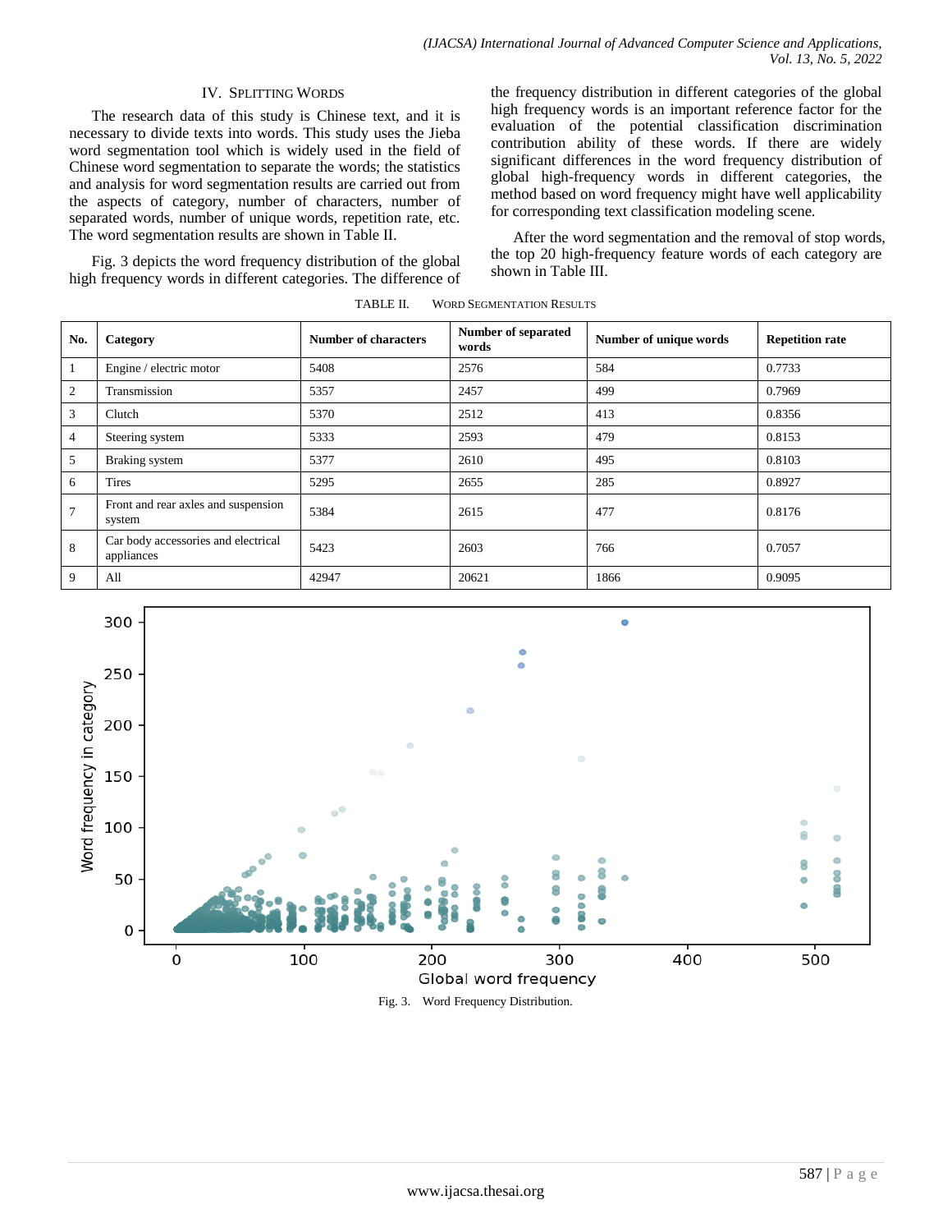## IV. Splitting Words

The research data of this study is Chinese text, and it is necessary to divide texts into words. This study uses the Jieba word segmentation tool which is widely used in the field of Chinese word segmentation to separate the words; the statistics and analysis for word segmentation results are carried out from the aspects of category, number of characters, number of separated words, number of unique words, repetition rate, etc. The word segmentation results are shown in Table II.

Fig. 3 depicts the word frequency distribution of the global high frequency words in different categories. The difference of the frequency distribution in different categories of the global high frequency words is an important reference factor for the evaluation of the potential classification discrimination contribution ability of these words. If there are widely significant differences in the word frequency distribution of global high-frequency words in different categories, the method based on word frequency might have well applicability for corresponding text classification modeling scene.

After the word segmentation and the removal of stop words, the top 20 high-frequency feature words of each category are shown in Table III.

TABLE II. Word Segmentation Results

| No. | Category | Number of characters | Number of separated words | Number of unique words | Repetition rate |
|---|---|---|---|---|---|
| 1 | Engine / electric motor | 5408 | 2576 | 584 | 0.7733 |
| 2 | Transmission | 5357 | 2457 | 499 | 0.7969 |
| 3 | Clutch | 5370 | 2512 | 413 | 0.8356 |
| 4 | Steering system | 5333 | 2593 | 479 | 0.8153 |
| 5 | Braking system | 5377 | 2610 | 495 | 0.8103 |
| 6 | Tires | 5295 | 2655 | 285 | 0.8927 |
| 7 | Front and rear axles and suspension system | 5384 | 2615 | 477 | 0.8176 |
| 8 | Car body accessories and electrical appliances | 5423 | 2603 | 766 | 0.7057 |
| 9 | All | 42947 | 20621 | 1866 | 0.9095 |

Fig. 3. Word Frequency Distribution.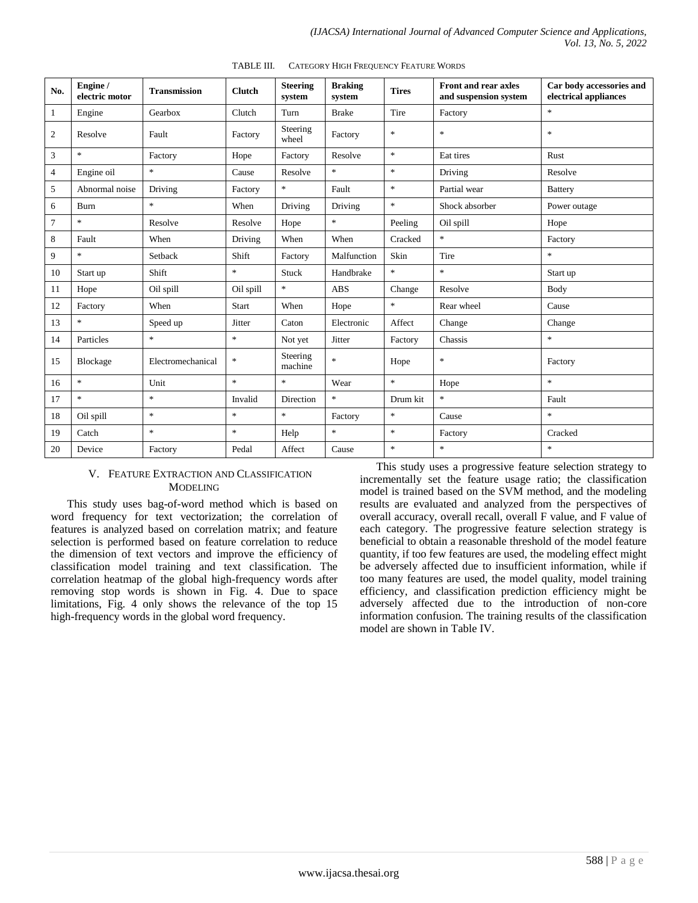TABLE III. CATEGORY HIGH FREQUENCY FEATURE WORDS

| No. | Engine / electric motor | Transmission | Clutch | Steering system | Braking system | Tires | Front and rear axles and suspension system | Car body accessories and electrical appliances |
|---|---|---|---|---|---|---|---|---|
| 1 | Engine | Gearbox | Clutch | Turn | Brake | Tire | Factory | * |
| 2 | Resolve | Fault | Factory | Steering wheel | Factory | * | * | * |
| 3 | * | Factory | Hope | Factory | Resolve | * | Eat tires | Rust |
| 4 | Engine oil | * | Cause | Resolve | * | * | Driving | Resolve |
| 5 | Abnormal noise | Driving | Factory | * | Fault | * | Partial wear | Battery |
| 6 | Burn | * | When | Driving | Driving | * | Shock absorber | Power outage |
| 7 | * | Resolve | Resolve | Hope | * | Peeling | Oil spill | Hope |
| 8 | Fault | When | Driving | When | When | Cracked | * | Factory |
| 9 | * | Setback | Shift | Factory | Malfunction | Skin | Tire | * |
| 10 | Start up | Shift | * | Stuck | Handbrake | * | * | Start up |
| 11 | Hope | Oil spill | Oil spill | * | ABS | Change | Resolve | Body |
| 12 | Factory | When | Start | When | Hope | * | Rear wheel | Cause |
| 13 | * | Speed up | Jitter | Caton | Electronic | Affect | Change | Change |
| 14 | Particles | * | * | Not yet | Jitter | Factory | Chassis | * |
| 15 | Blockage | Electromechanical | * | Steering machine | * | Hope | * | Factory |
| 16 | * | Unit | * | * | Wear | * | Hope | * |
| 17 | * | * | Invalid | Direction | * | Drum kit | * | Fault |
| 18 | Oil spill | * | * | * | Factory | * | Cause | * |
| 19 | Catch | * | * | Help | * | * | Factory | Cracked |
| 20 | Device | Factory | Pedal | Affect | Cause | * | * | * |

## V. FEATURE EXTRACTION AND CLASSIFICATION MODELING

This study uses bag-of-word method which is based on word frequency for text vectorization; the correlation of features is analyzed based on correlation matrix; and feature selection is performed based on feature correlation to reduce the dimension of text vectors and improve the efficiency of classification model training and text classification. The correlation heatmap of the global high-frequency words after removing stop words is shown in Fig. 4. Due to space limitations, Fig. 4 only shows the relevance of the top 15 high-frequency words in the global word frequency.

This study uses a progressive feature selection strategy to incrementally set the feature usage ratio; the classification model is trained based on the SVM method, and the modeling results are evaluated and analyzed from the perspectives of overall accuracy, overall recall, overall F value, and F value of each category. The progressive feature selection strategy is beneficial to obtain a reasonable threshold of the model feature quantity, if too few features are used, the modeling effect might be adversely affected due to insufficient information, while if too many features are used, the model quality, model training efficiency, and classification prediction efficiency might be adversely affected due to the introduction of non-core information confusion. The training results of the classification model are shown in Table IV.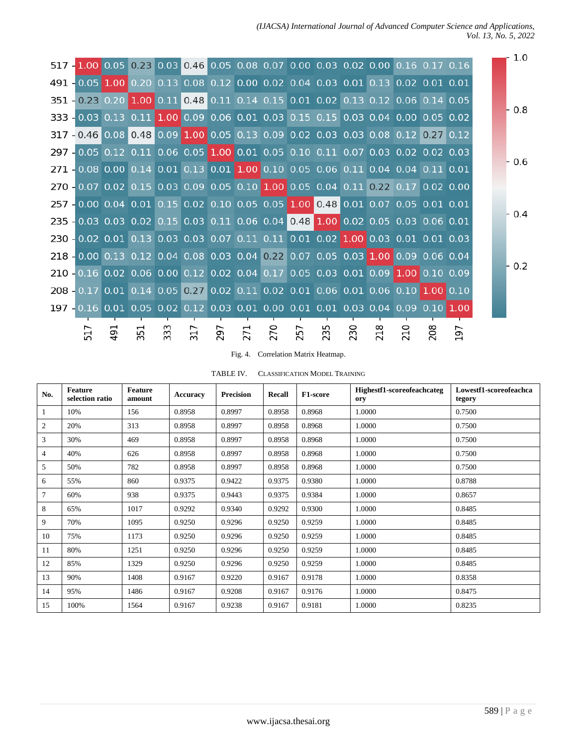Fig. 4. Correlation Matrix Heatmap.

TABLE IV. CLASSIFICATION MODEL TRAINING

| No. | Feature selection ratio | Feature amount | Accuracy | Precision | Recall | F1-score | Highestf1-scoreofeachcategory | Lowestf1-scoreofeachcategory |
|---|---|---|---|---|---|---|---|---|
| 1 | 10% | 156 | 0.8958 | 0.8997 | 0.8958 | 0.8968 | 1.0000 | 0.7500 |
| 2 | 20% | 313 | 0.8958 | 0.8997 | 0.8958 | 0.8968 | 1.0000 | 0.7500 |
| 3 | 30% | 469 | 0.8958 | 0.8997 | 0.8958 | 0.8968 | 1.0000 | 0.7500 |
| 4 | 40% | 626 | 0.8958 | 0.8997 | 0.8958 | 0.8968 | 1.0000 | 0.7500 |
| 5 | 50% | 782 | 0.8958 | 0.8997 | 0.8958 | 0.8968 | 1.0000 | 0.7500 |
| 6 | 55% | 860 | 0.9375 | 0.9422 | 0.9375 | 0.9380 | 1.0000 | 0.8788 |
| 7 | 60% | 938 | 0.9375 | 0.9443 | 0.9375 | 0.9384 | 1.0000 | 0.8657 |
| 8 | 65% | 1017 | 0.9292 | 0.9340 | 0.9292 | 0.9300 | 1.0000 | 0.8485 |
| 9 | 70% | 1095 | 0.9250 | 0.9296 | 0.9250 | 0.9259 | 1.0000 | 0.8485 |
| 10 | 75% | 1173 | 0.9250 | 0.9296 | 0.9250 | 0.9259 | 1.0000 | 0.8485 |
| 11 | 80% | 1251 | 0.9250 | 0.9296 | 0.9250 | 0.9259 | 1.0000 | 0.8485 |
| 12 | 85% | 1329 | 0.9250 | 0.9296 | 0.9250 | 0.9259 | 1.0000 | 0.8485 |
| 13 | 90% | 1408 | 0.9167 | 0.9220 | 0.9167 | 0.9178 | 1.0000 | 0.8358 |
| 14 | 95% | 1486 | 0.9167 | 0.9208 | 0.9167 | 0.9176 | 1.0000 | 0.8475 |
| 15 | 100% | 1564 | 0.9167 | 0.9238 | 0.9167 | 0.9181 | 1.0000 | 0.8235 |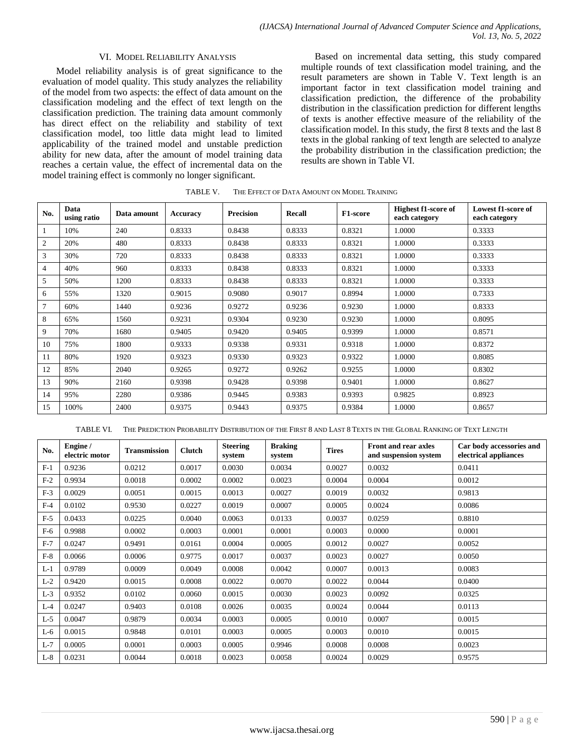## VI. Model Reliability Analysis

Model reliability analysis is of great significance to the evaluation of model quality. This study analyzes the reliability of the model from two aspects: the effect of data amount on the classification modeling and the effect of text length on the classification prediction. The training data amount commonly has direct effect on the reliability and stability of text classification model, too little data might lead to limited applicability of the trained model and unstable prediction ability for new data, after the amount of model training data reaches a certain value, the effect of incremental data on the model training effect is commonly no longer significant.

Based on incremental data setting, this study compared multiple rounds of text classification model training, and the result parameters are shown in Table V. Text length is an important factor in text classification model training and classification prediction, the difference of the probability distribution in the classification prediction for different lengths of texts is another effective measure of the reliability of the classification model. In this study, the first 8 texts and the last 8 texts in the global ranking of text length are selected to analyze the probability distribution in the classification prediction; the results are shown in Table VI.

TABLE V. The Effect of Data Amount on Model Training

| No. | Data using ratio | Data amount | Accuracy | Precision | Recall | F1-score | Highest f1-score of each category | Lowest f1-score of each category |
|---|---|---|---|---|---|---|---|---|
| 1 | 10% | 240 | 0.8333 | 0.8438 | 0.8333 | 0.8321 | 1.0000 | 0.3333 |
| 2 | 20% | 480 | 0.8333 | 0.8438 | 0.8333 | 0.8321 | 1.0000 | 0.3333 |
| 3 | 30% | 720 | 0.8333 | 0.8438 | 0.8333 | 0.8321 | 1.0000 | 0.3333 |
| 4 | 40% | 960 | 0.8333 | 0.8438 | 0.8333 | 0.8321 | 1.0000 | 0.3333 |
| 5 | 50% | 1200 | 0.8333 | 0.8438 | 0.8333 | 0.8321 | 1.0000 | 0.3333 |
| 6 | 55% | 1320 | 0.9015 | 0.9080 | 0.9017 | 0.8994 | 1.0000 | 0.7333 |
| 7 | 60% | 1440 | 0.9236 | 0.9272 | 0.9236 | 0.9230 | 1.0000 | 0.8333 |
| 8 | 65% | 1560 | 0.9231 | 0.9304 | 0.9230 | 0.9230 | 1.0000 | 0.8095 |
| 9 | 70% | 1680 | 0.9405 | 0.9420 | 0.9405 | 0.9399 | 1.0000 | 0.8571 |
| 10 | 75% | 1800 | 0.9333 | 0.9338 | 0.9331 | 0.9318 | 1.0000 | 0.8372 |
| 11 | 80% | 1920 | 0.9323 | 0.9330 | 0.9323 | 0.9322 | 1.0000 | 0.8085 |
| 12 | 85% | 2040 | 0.9265 | 0.9272 | 0.9262 | 0.9255 | 1.0000 | 0.8302 |
| 13 | 90% | 2160 | 0.9398 | 0.9428 | 0.9398 | 0.9401 | 1.0000 | 0.8627 |
| 14 | 95% | 2280 | 0.9386 | 0.9445 | 0.9383 | 0.9393 | 0.9825 | 0.8923 |
| 15 | 100% | 2400 | 0.9375 | 0.9443 | 0.9375 | 0.9384 | 1.0000 | 0.8657 |

TABLE VI. The Prediction Probability Distribution of the First 8 and Last 8 Texts in the Global Ranking of Text Length

| No. | Engine / electric motor | Transmission | Clutch | Steering system | Braking system | Tires | Front and rear axles and suspension system | Car body accessories and electrical appliances |
|---|---|---|---|---|---|---|---|---|
| F-1 | 0.9236 | 0.0212 | 0.0017 | 0.0030 | 0.0034 | 0.0027 | 0.0032 | 0.0411 |
| F-2 | 0.9934 | 0.0018 | 0.0002 | 0.0002 | 0.0023 | 0.0004 | 0.0004 | 0.0012 |
| F-3 | 0.0029 | 0.0051 | 0.0015 | 0.0013 | 0.0027 | 0.0019 | 0.0032 | 0.9813 |
| F-4 | 0.0102 | 0.9530 | 0.0227 | 0.0019 | 0.0007 | 0.0005 | 0.0024 | 0.0086 |
| F-5 | 0.0433 | 0.0225 | 0.0040 | 0.0063 | 0.0133 | 0.0037 | 0.0259 | 0.8810 |
| F-6 | 0.9988 | 0.0002 | 0.0003 | 0.0001 | 0.0001 | 0.0003 | 0.0000 | 0.0001 |
| F-7 | 0.0247 | 0.9491 | 0.0161 | 0.0004 | 0.0005 | 0.0012 | 0.0027 | 0.0052 |
| F-8 | 0.0066 | 0.0006 | 0.9775 | 0.0017 | 0.0037 | 0.0023 | 0.0027 | 0.0050 |
| L-1 | 0.9789 | 0.0009 | 0.0049 | 0.0008 | 0.0042 | 0.0007 | 0.0013 | 0.0083 |
| L-2 | 0.9420 | 0.0015 | 0.0008 | 0.0022 | 0.0070 | 0.0022 | 0.0044 | 0.0400 |
| L-3 | 0.9352 | 0.0102 | 0.0060 | 0.0015 | 0.0030 | 0.0023 | 0.0092 | 0.0325 |
| L-4 | 0.0247 | 0.9403 | 0.0108 | 0.0026 | 0.0035 | 0.0024 | 0.0044 | 0.0113 |
| L-5 | 0.0047 | 0.9879 | 0.0034 | 0.0003 | 0.0005 | 0.0010 | 0.0007 | 0.0015 |
| L-6 | 0.0015 | 0.9848 | 0.0101 | 0.0003 | 0.0005 | 0.0003 | 0.0010 | 0.0015 |
| L-7 | 0.0005 | 0.0001 | 0.0003 | 0.0005 | 0.9946 | 0.0008 | 0.0008 | 0.0023 |
| L-8 | 0.0231 | 0.0044 | 0.0018 | 0.0023 | 0.0058 | 0.0024 | 0.0029 | 0.9575 |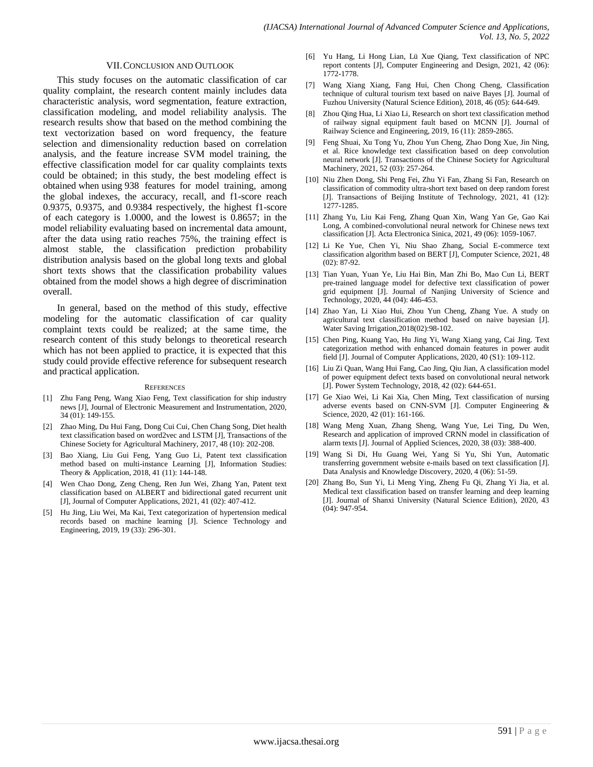## VII. Conclusion and Outlook

This study focuses on the automatic classification of car quality complaint, the research content mainly includes data characteristic analysis, word segmentation, feature extraction, classification modeling, and model reliability analysis. The research results show that based on the method combining the text vectorization based on word frequency, the feature selection and dimensionality reduction based on correlation analysis, and the feature increase SVM model training, the effective classification model for car quality complaints texts could be obtained; in this study, the best modeling effect is obtained when using 938 features for model training, among the global indexes, the accuracy, recall, and f1-score reach 0.9375, 0.9375, and 0.9384 respectively, the highest f1-score of each category is 1.0000, and the lowest is 0.8657; in the model reliability evaluating based on incremental data amount, after the data using ratio reaches 75%, the training effect is almost stable, the classification prediction probability distribution analysis based on the global long texts and global short texts shows that the classification probability values obtained from the model shows a high degree of discrimination overall.

In general, based on the method of this study, effective modeling for the automatic classification of car quality complaint texts could be realized; at the same time, the research content of this study belongs to theoretical research which has not been applied to practice, it is expected that this study could provide effective reference for subsequent research and practical application.

## References

[1] Zhu Fang Peng, Wang Xiao Feng, Text classification for ship industry news [J], Journal of Electronic Measurement and Instrumentation, 2020, 34 (01): 149-155.

[2] Zhao Ming, Du Hui Fang, Dong Cui Cui, Chen Chang Song, Diet health text classification based on word2vec and LSTM [J], Transactions of the Chinese Society for Agricultural Machinery, 2017, 48 (10): 202-208.

[3] Bao Xiang, Liu Gui Feng, Yang Guo Li, Patent text classification method based on multi-instance Learning [J], Information Studies: Theory & Application, 2018, 41 (11): 144-148.

[4] Wen Chao Dong, Zeng Cheng, Ren Jun Wei, Zhang Yan, Patent text classification based on ALBERT and bidirectional gated recurrent unit [J], Journal of Computer Applications, 2021, 41 (02): 407-412.

[5] Hu Jing, Liu Wei, Ma Kai, Text categorization of hypertension medical records based on machine learning [J]. Science Technology and Engineering, 2019, 19 (33): 296-301.

[6] Yu Hang, Li Hong Lian, Lü Xue Qiang, Text classification of NPC report contents [J], Computer Engineering and Design, 2021, 42 (06): 1772-1778.

[7] Wang Xiang Xiang, Fang Hui, Chen Chong Cheng, Classification technique of cultural tourism text based on naive Bayes [J]. Journal of Fuzhou University (Natural Science Edition), 2018, 46 (05): 644-649.

[8] Zhou Qing Hua, Li Xiao Li, Research on short text classification method of railway signal equipment fault based on MCNN [J]. Journal of Railway Science and Engineering, 2019, 16 (11): 2859-2865.

[9] Feng Shuai, Xu Tong Yu, Zhou Yun Cheng, Zhao Dong Xue, Jin Ning, et al. Rice knowledge text classification based on deep convolution neural network [J]. Transactions of the Chinese Society for Agricultural Machinery, 2021, 52 (03): 257-264.

[10] Niu Zhen Dong, Shi Peng Fei, Zhu Yi Fan, Zhang Si Fan, Research on classification of commodity ultra-short text based on deep random forest [J]. Transactions of Beijing Institute of Technology, 2021, 41 (12): 1277-1285.

[11] Zhang Yu, Liu Kai Feng, Zhang Quan Xin, Wang Yan Ge, Gao Kai Long, A combined-convolutional neural network for Chinese news text classification [J]. Acta Electronica Sinica, 2021, 49 (06): 1059-1067.

[12] Li Ke Yue, Chen Yi, Niu Shao Zhang, Social E-commerce text classification algorithm based on BERT [J], Computer Science, 2021, 48 (02): 87-92.

[13] Tian Yuan, Yuan Ye, Liu Hai Bin, Man Zhi Bo, Mao Cun Li, BERT pre-trained language model for defective text classification of power grid equipment [J]. Journal of Nanjing University of Science and Technology, 2020, 44 (04): 446-453.

[14] Zhao Yan, Li Xiao Hui, Zhou Yun Cheng, Zhang Yue. A study on agricultural text classification method based on naive bayesian [J]. Water Saving Irrigation,2018(02):98-102.

[15] Chen Ping, Kuang Yao, Hu Jing Yi, Wang Xiang yang, Cai Jing. Text categorization method with enhanced domain features in power audit field [J]. Journal of Computer Applications, 2020, 40 (S1): 109-112.

[16] Liu Zi Quan, Wang Hui Fang, Cao Jing, Qiu Jian, A classification model of power equipment defect texts based on convolutional neural network [J]. Power System Technology, 2018, 42 (02): 644-651.

[17] Ge Xiao Wei, Li Kai Xia, Chen Ming, Text classification of nursing adverse events based on CNN-SVM [J]. Computer Engineering & Science, 2020, 42 (01): 161-166.

[18] Wang Meng Xuan, Zhang Sheng, Wang Yue, Lei Ting, Du Wen, Research and application of improved CRNN model in classification of alarm texts [J]. Journal of Applied Sciences, 2020, 38 (03): 388-400.

[19] Wang Si Di, Hu Guang Wei, Yang Si Yu, Shi Yun, Automatic transferring government website e-mails based on text classification [J]. Data Analysis and Knowledge Discovery, 2020, 4 (06): 51-59.

[20] Zhang Bo, Sun Yi, Li Meng Ying, Zheng Fu Qi, Zhang Yi Jia, et al. Medical text classification based on transfer learning and deep learning [J]. Journal of Shanxi University (Natural Science Edition), 2020, 43 (04): 947-954.